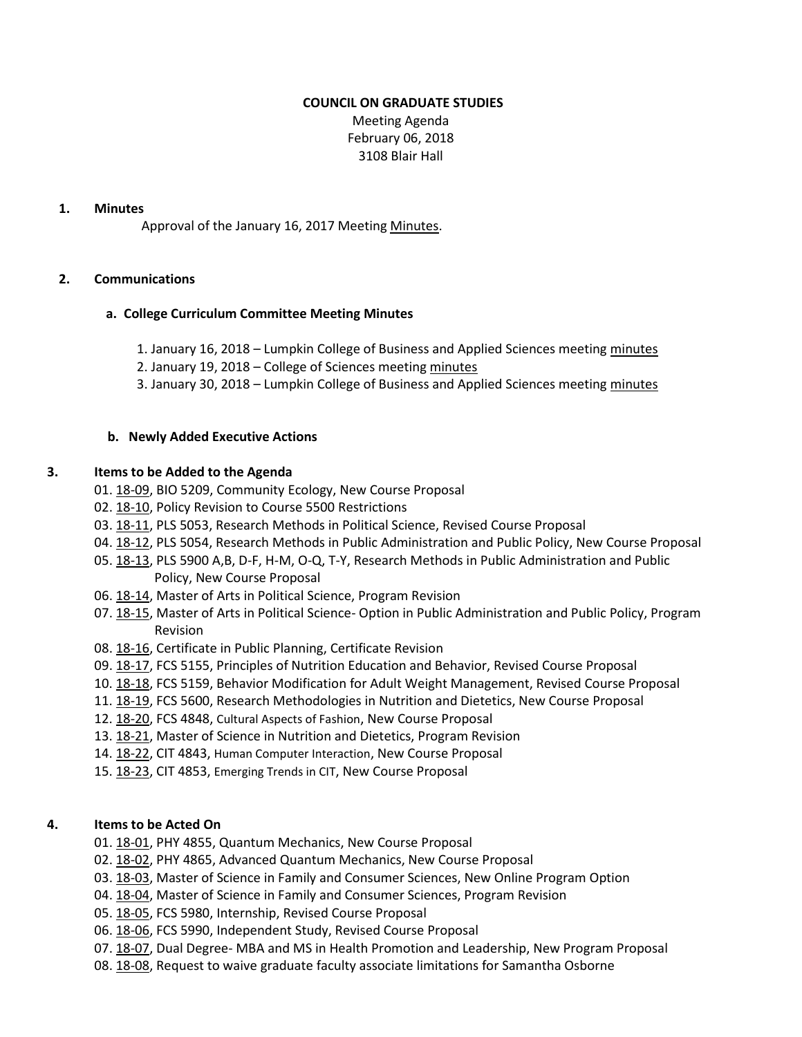# COUNCIL ON GRADUATE STUDIES

Meeting Agenda
February 06, 2018
3108 Blair Hall

## 1. Minutes

Approval of the January 16, 2017 Meeting Minutes.

## 2. Communications

### a. College Curriculum Committee Meeting Minutes

1. January 16, 2018 – Lumpkin College of Business and Applied Sciences meeting minutes
2. January 19, 2018 – College of Sciences meeting minutes
3. January 30, 2018 – Lumpkin College of Business and Applied Sciences meeting minutes

### b. Newly Added Executive Actions

## 3. Items to be Added to the Agenda

01. 18-09, BIO 5209, Community Ecology, New Course Proposal
02. 18-10, Policy Revision to Course 5500 Restrictions
03. 18-11, PLS 5053, Research Methods in Political Science, Revised Course Proposal
04. 18-12, PLS 5054, Research Methods in Public Administration and Public Policy, New Course Proposal
05. 18-13, PLS 5900 A,B, D-F, H-M, O-Q, T-Y, Research Methods in Public Administration and Public Policy, New Course Proposal
06. 18-14, Master of Arts in Political Science, Program Revision
07. 18-15, Master of Arts in Political Science- Option in Public Administration and Public Policy, Program Revision
08. 18-16, Certificate in Public Planning, Certificate Revision
09. 18-17, FCS 5155, Principles of Nutrition Education and Behavior, Revised Course Proposal
10. 18-18, FCS 5159, Behavior Modification for Adult Weight Management, Revised Course Proposal
11. 18-19, FCS 5600, Research Methodologies in Nutrition and Dietetics, New Course Proposal
12. 18-20, FCS 4848, Cultural Aspects of Fashion, New Course Proposal
13. 18-21, Master of Science in Nutrition and Dietetics, Program Revision
14. 18-22, CIT 4843, Human Computer Interaction, New Course Proposal
15. 18-23, CIT 4853, Emerging Trends in CIT, New Course Proposal

## 4. Items to be Acted On

01. 18-01, PHY 4855, Quantum Mechanics, New Course Proposal
02. 18-02, PHY 4865, Advanced Quantum Mechanics, New Course Proposal
03. 18-03, Master of Science in Family and Consumer Sciences, New Online Program Option
04. 18-04, Master of Science in Family and Consumer Sciences, Program Revision
05. 18-05, FCS 5980, Internship, Revised Course Proposal
06. 18-06, FCS 5990, Independent Study, Revised Course Proposal
07. 18-07, Dual Degree- MBA and MS in Health Promotion and Leadership, New Program Proposal
08. 18-08, Request to waive graduate faculty associate limitations for Samantha Osborne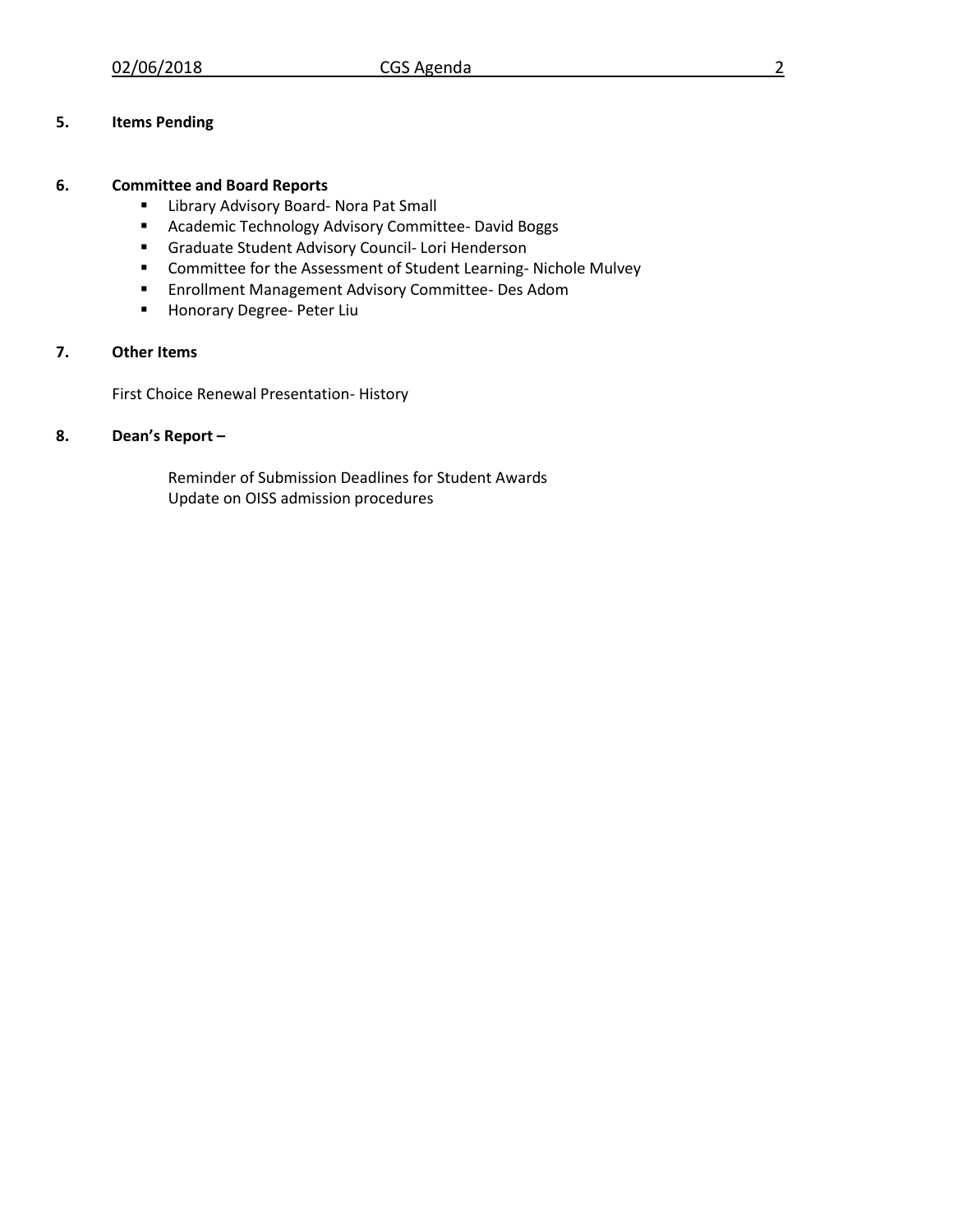**5. Items Pending**

**6. Committee and Board Reports**

- Library Advisory Board- Nora Pat Small
- Academic Technology Advisory Committee- David Boggs
- Graduate Student Advisory Council- Lori Henderson
- Committee for the Assessment of Student Learning- Nichole Mulvey
- Enrollment Management Advisory Committee- Des Adom
- Honorary Degree- Peter Liu

**7. Other Items**

First Choice Renewal Presentation- History

**8. Dean's Report –**

Reminder of Submission Deadlines for Student Awards
Update on OISS admission procedures